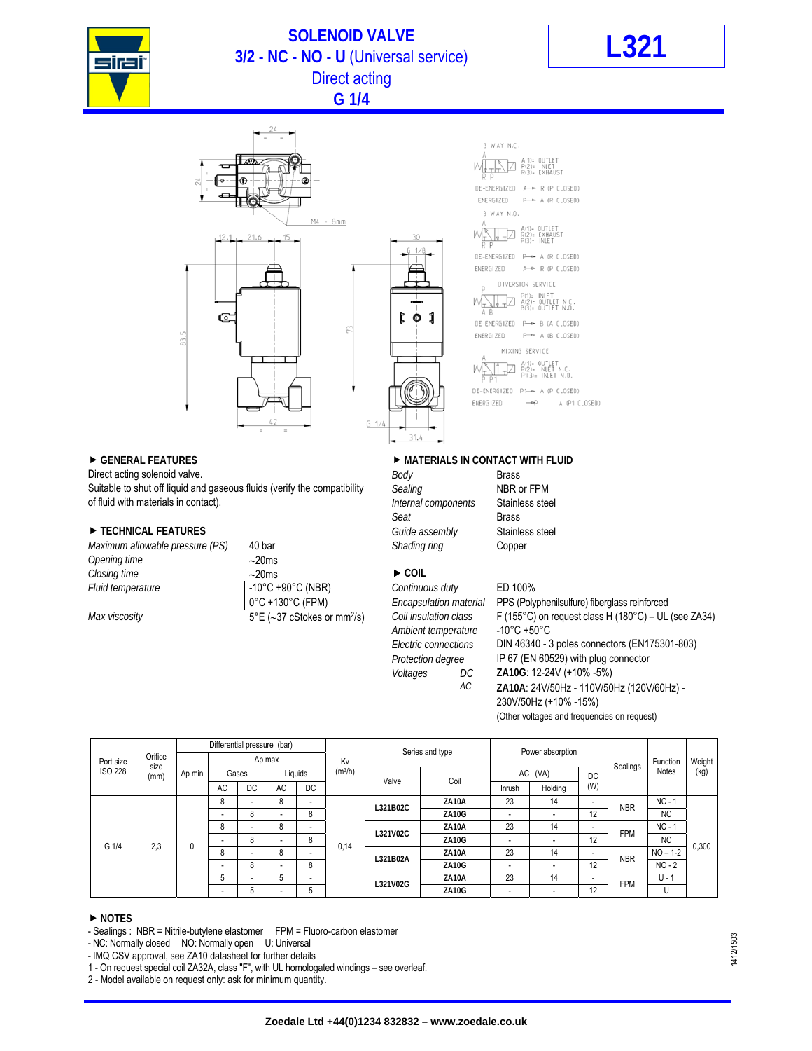# SOLENOID VALVE

## 3/2 - NC - NO - U (Universal service)

## Direct acting

## G 1/4

**L321**

3 WAY N.C.
A(1)= OUTLET
P(2)= INLET
R(3)= EXHAUST
DE-ENERGIZED A → R (P CLOSED)
ENERGIZED P → A (R CLOSED)

3 WAY N.O.
A(1)= OUTLET
R(2)= EXHAUST
P(3)= INLET
DE-ENERGIZED P → A (R CLOSED)
ENERGIZED A → R (P CLOSED)

DIVERSION SERVICE
P(1)= INLET
A(2)= OUTLET N.C.
B(3)= OUTLET N.O.
DE-ENERGIZED P → B (A CLOSED)
ENERGIZED P → A (B CLOSED)

MIXING SERVICE
A(1)= OUTLET
P(2)= INLET N.C.
P1(3)= INLET N.O.
DE-ENERGIZED P1 → A (P CLOSED)
ENERGIZED → P A (P1 CLOSED)

### ▶ GENERAL FEATURES

Direct acting solenoid valve.
Suitable to shut off liquid and gaseous fluids (verify the compatibility of fluid with materials in contact).

### ▶ TECHNICAL FEATURES

| | |
|---|---|
| *Maximum allowable pressure (PS)* | 40 bar |
| *Opening time* | ~20ms |
| *Closing time* | ~20ms |
| *Fluid temperature* | -10°C +90°C (NBR) |
| | 0°C +130°C (FPM) |
| *Max viscosity* | 5°E (~37 cStokes or mm²/s) |

### ▶ MATERIALS IN CONTACT WITH FLUID

| | |
|---|---|
| *Body* | Brass |
| *Sealing* | NBR or FPM |
| *Internal components* | Stainless steel |
| *Seat* | Brass |
| *Guide assembly* | Stainless steel |
| *Shading ring* | Copper |

### ▶ COIL

| | |
|---|---|
| *Continuous duty* | ED 100% |
| *Encapsulation material* | PPS (Polyphenilsulfure) fiberglass reinforced |
| *Coil insulation class* | F (155°C) on request class H (180°C) – UL (see ZA34) |
| *Ambient temperature* | -10°C +50°C |
| *Electric connections* | DIN 46340 - 3 poles connectors (EN175301-803) |
| *Protection degree* | IP 67 (EN 60529) with plug connector |
| *Voltages* DC | **ZA10G**: 12-24V (+10% -5%) |
| AC | **ZA10A**: 24V/50Hz - 110V/50Hz (120V/60Hz) - 230V/50Hz (+10% -15%) |
| | (Other voltages and frequencies on request) |

| Port size ISO 228 | Orifice size (mm) | Differential pressure (bar) | | | | | Kv (m³/h) | Series and type | | Power absorption | | | Sealings | Function Notes | Weight (kg) |
|---|---|---|---|---|---|---|---|---|---|---|---|---|---|---|---|
| | | Δp min | Δp max | | | | | Valve | Coil | AC (VA) | | DC (W) | | | |
| | | | Gases | | Liquids | | | | | | | | | | |
| | | | AC | DC | AC | DC | | | | Inrush | Holding | | | | |
| G 1/4 | 2,3 | 0 | 8 | - | 8 | - | 0,14 | L321B02C | ZA10A | 23 | 14 | - | NBR | NC - 1 | 0,300 |
| | | | - | 8 | - | 8 | | | ZA10G | - | - | 12 | | NC | |
| | | | 8 | - | 8 | - | | L321V02C | ZA10A | 23 | 14 | - | FPM | NC - 1 | |
| | | | - | 8 | - | 8 | | | ZA10G | - | - | 12 | | NC | |
| | | | 8 | - | 8 | - | | L321B02A | ZA10A | 23 | 14 | - | NBR | NO – 1-2 | |
| | | | - | 8 | - | 8 | | | ZA10G | - | - | 12 | | NO - 2 | |
| | | | 5 | - | 5 | - | | L321V02G | ZA10A | 23 | 14 | - | FPM | U - 1 | |
| | | | - | 5 | - | 5 | | | ZA10G | - | - | 12 | | U | |

### ▶ NOTES

- Sealings : NBR = Nitrile-butylene elastomer FPM = Fluoro-carbon elastomer
- NC: Normally closed NO: Normally open U: Universal
- IMQ CSV approval, see ZA10 datasheet for further details

1 - On request special coil ZA32A, class "F", with UL homologated windings – see overleaf.
2 - Model available on request only: ask for minimum quantity.

1412/1503

Zoedale Ltd +44(0)1234 832832 – www.zoedale.co.uk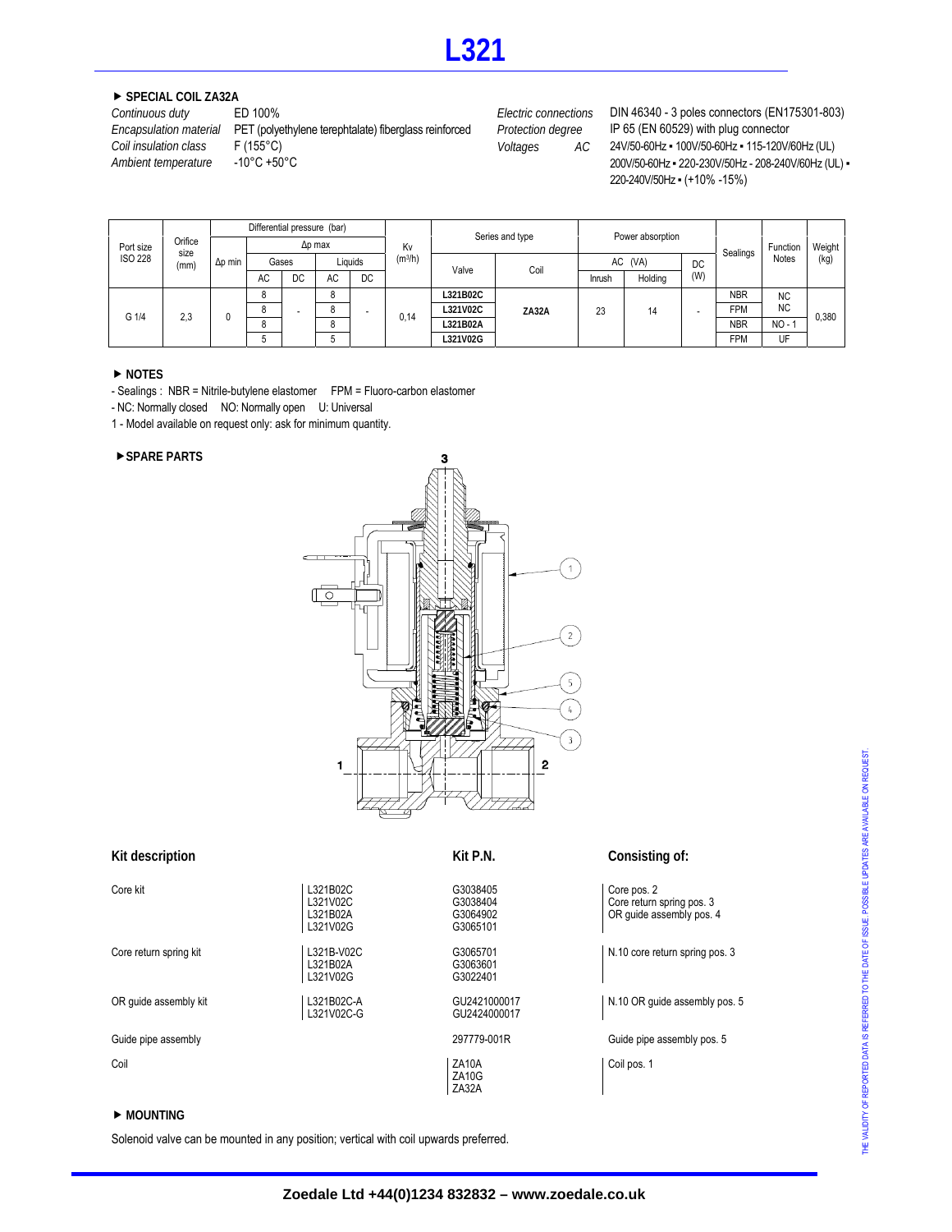# L321

► **SPECIAL COIL ZA32A**

*Continuous duty* ED 100%

*Encapsulation material* PET (polyethylene terephtalate) fiberglass reinforced

*Coil insulation class* F (155°C)

*Ambient temperature* -10°C +50°C

*Electric connections* DIN 46340 - 3 poles connectors (EN175301-803)

*Protection degree* IP 65 (EN 60529) with plug connector

*Voltages AC* 24V/50-60Hz ▪ 100V/50-60Hz ▪ 115-120V/60Hz (UL) 200V/50-60Hz ▪ 220-230V/50Hz - 208-240V/60Hz (UL) ▪ 220-240V/50Hz ▪ (+10% -15%)

| Port size ISO 228 | Orifice size (mm) | Differential pressure (bar) | | | | | | Kv ($m^3/h$) | Series and type | | Power absorption | | | Sealings | Function Notes | Weight (kg) |
|---|---|---|---|---|---|---|---|---|---|---|---|---|---|---|---|---|
| | | Δp min | Δp max | | | | | | Valve | Coil | AC (VA) | | DC (W) | | | |
| | | | Gases | | Liquids | | | | | | Inrush | Holding | | | | |
| | | | AC | DC | AC | DC | | | | | | | | | | |
| G 1/4 | 2,3 | 0 | 8 | - | 8 | - | 0,14 | | L321B02C | ZA32A | 23 | 14 | - | NBR | NC | 0,380 |
| | | | 8 | | 8 | | | | L321V02C | | | | | FPM | NC | |
| | | | 8 | | 8 | | | | L321B02A | | | | | NBR | NO - 1 | |
| | | | 5 | | 5 | | | | L321V02G | | | | | FPM | UF | |

► **NOTES**

- Sealings : NBR = Nitrile-butylene elastomer FPM = Fluoro-carbon elastomer
- NC: Normally closed NO: Normally open U: Universal

1 - Model available on request only: ask for minimum quantity.

► **SPARE PARTS**

3

1

2

3

5

4

3

1 2

| Kit description | | Kit P.N. | Consisting of: |
|---|---|---|---|
| Core kit | L321B02C<br>L321V02C<br>L321B02A<br>L321V02G | G3038405<br>G3038404<br>G3064902<br>G3065101 | Core pos. 2<br>Core return spring pos. 3<br>OR guide assembly pos. 4 |
| Core return spring kit | L321B-V02C<br>L321B02A<br>L321V02G | G3065701<br>G3063601<br>G3022401 | N.10 core return spring pos. 3 |
| OR guide assembly kit | L321B02C-A<br>L321V02C-G | GU2421000017<br>GU2424000017 | N.10 OR guide assembly pos. 5 |
| Guide pipe assembly | | 297779-001R | Guide pipe assembly pos. 5 |
| Coil | | ZA10A<br>ZA10G<br>ZA32A | Coil pos. 1 |

► **MOUNTING**

Solenoid valve can be mounted in any position; vertical with coil upwards preferred.

THE VALIDITY OF REPORTED DATA IS REFERRED TO THE DATE OF ISSUE. POSSIBLE UPDATES ARE AVAILABLE ON REQUEST.